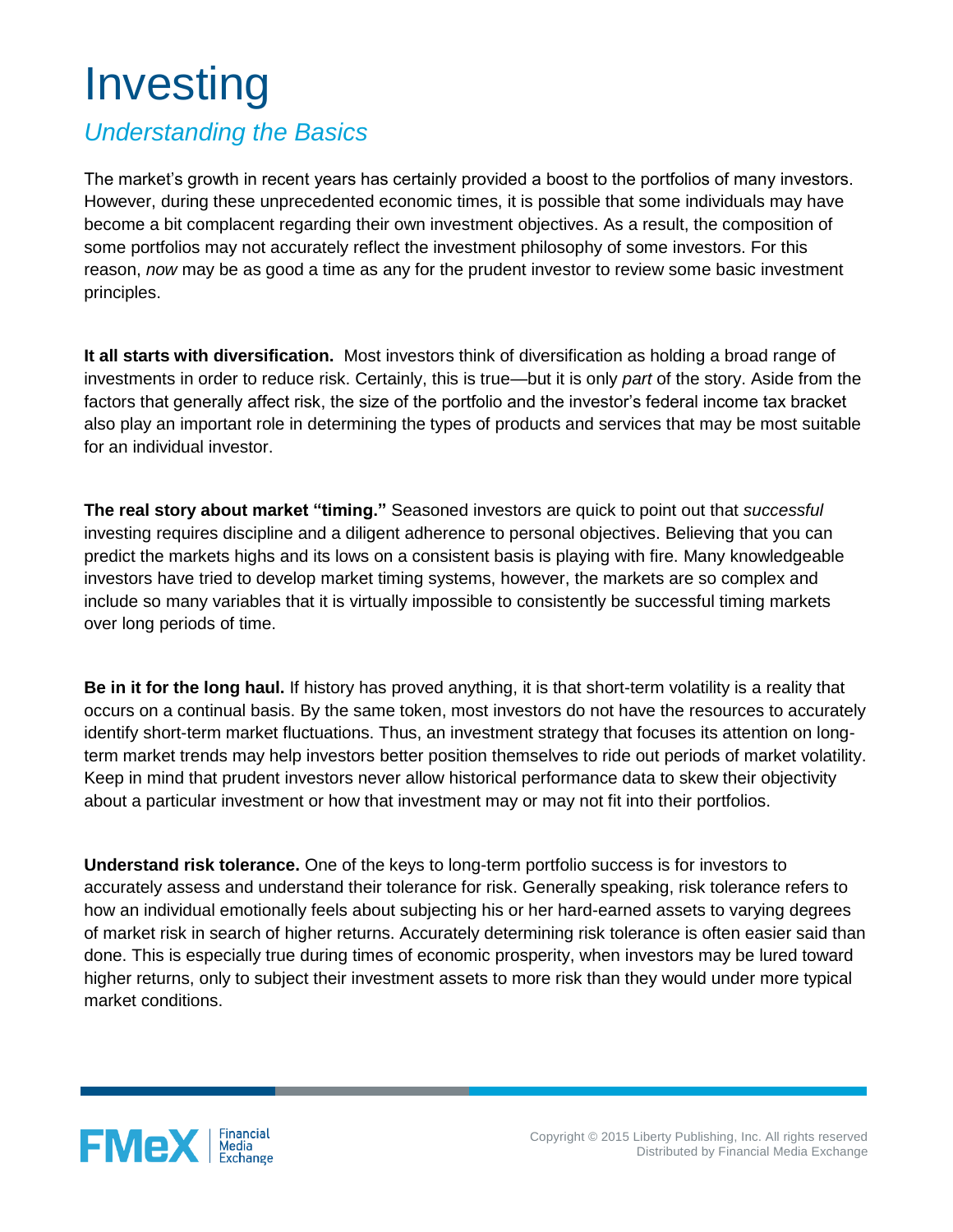# Investing

## *Understanding the Basics*

The market's growth in recent years has certainly provided a boost to the portfolios of many investors. However, during these unprecedented economic times, it is possible that some individuals may have become a bit complacent regarding their own investment objectives. As a result, the composition of some portfolios may not accurately reflect the investment philosophy of some investors. For this reason, *now* may be as good a time as any for the prudent investor to review some basic investment principles.

**It all starts with diversification.** Most investors think of diversification as holding a broad range of investments in order to reduce risk. Certainly, this is true—but it is only *part* of the story. Aside from the factors that generally affect risk, the size of the portfolio and the investor's federal income tax bracket also play an important role in determining the types of products and services that may be most suitable for an individual investor.

**The real story about market "timing."** Seasoned investors are quick to point out that *successful* investing requires discipline and a diligent adherence to personal objectives. Believing that you can predict the markets highs and its lows on a consistent basis is playing with fire. Many knowledgeable investors have tried to develop market timing systems, however, the markets are so complex and include so many variables that it is virtually impossible to consistently be successful timing markets over long periods of time.

**Be in it for the long haul.** If history has proved anything, it is that short-term volatility is a reality that occurs on a continual basis. By the same token, most investors do not have the resources to accurately identify short-term market fluctuations. Thus, an investment strategy that focuses its attention on long-term market trends may help investors better position themselves to ride out periods of market volatility. Keep in mind that prudent investors never allow historical performance data to skew their objectivity about a particular investment or how that investment may or may not fit into their portfolios.

**Understand risk tolerance.** One of the keys to long-term portfolio success is for investors to accurately assess and understand their tolerance for risk. Generally speaking, risk tolerance refers to how an individual emotionally feels about subjecting his or her hard-earned assets to varying degrees of market risk in search of higher returns. Accurately determining risk tolerance is often easier said than done. This is especially true during times of economic prosperity, when investors may be lured toward higher returns, only to subject their investment assets to more risk than they would under more typical market conditions.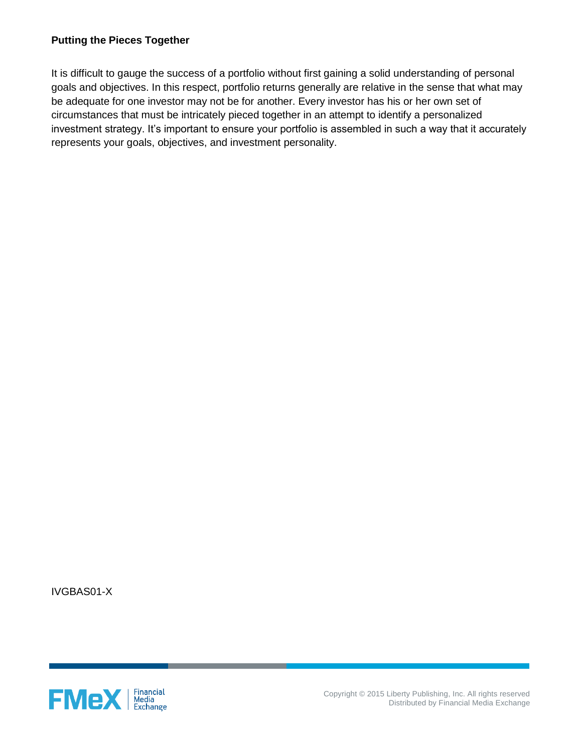**Putting the Pieces Together**

It is difficult to gauge the success of a portfolio without first gaining a solid understanding of personal goals and objectives. In this respect, portfolio returns generally are relative in the sense that what may be adequate for one investor may not be for another. Every investor has his or her own set of circumstances that must be intricately pieced together in an attempt to identify a personalized investment strategy. It's important to ensure your portfolio is assembled in such a way that it accurately represents your goals, objectives, and investment personality.

IVGBAS01-X

Copyright © 2015 Liberty Publishing, Inc. All rights reserved
Distributed by Financial Media Exchange